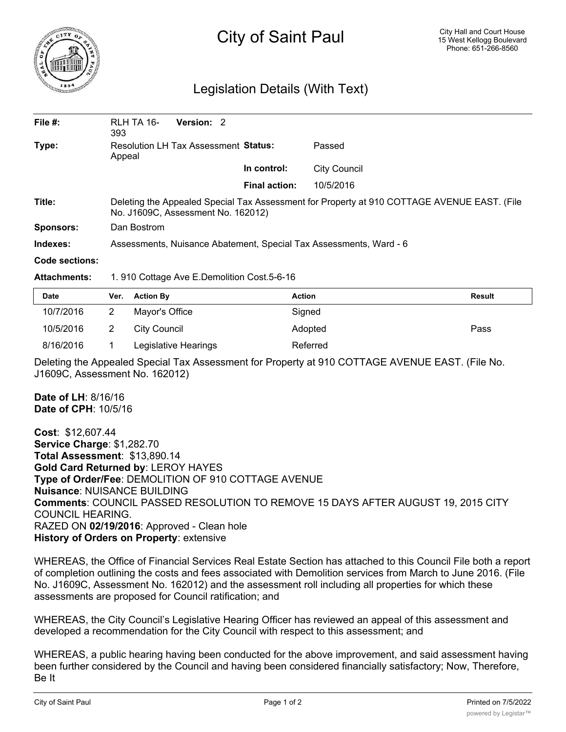# City of Saint Paul

City Hall and Court House
15 West Kellogg Boulevard
Phone: 651-266-8560

## Legislation Details (With Text)

| | | | |
|---|---|---|---|
| **File #:** | RLH TA 16-393 **Version:** 2 | | |
| **Type:** | Resolution LH Tax Assessment Appeal | **Status:** | Passed |
| | | **In control:** | City Council |
| | | **Final action:** | 10/5/2016 |
| **Title:** | Deleting the Appealed Special Tax Assessment for Property at 910 COTTAGE AVENUE EAST. (File No. J1609C, Assessment No. 162012) | | |
| **Sponsors:** | Dan Bostrom | | |
| **Indexes:** | Assessments, Nuisance Abatement, Special Tax Assessments, Ward - 6 | | |
| **Code sections:** | | | |
| **Attachments:** | 1. 910 Cottage Ave E.Demolition Cost.5-6-16 | | |

| Date | Ver. | Action By | Action | Result |
|---|---|---|---|---|
| 10/7/2016 | 2 | Mayor's Office | Signed | |
| 10/5/2016 | 2 | City Council | Adopted | Pass |
| 8/16/2016 | 1 | Legislative Hearings | Referred | |

Deleting the Appealed Special Tax Assessment for Property at 910 COTTAGE AVENUE EAST. (File No. J1609C, Assessment No. 162012)

**Date of LH**: 8/16/16
**Date of CPH**: 10/5/16

**Cost**: $12,607.44
**Service Charge**: $1,282.70
**Total Assessment**: $13,890.14
**Gold Card Returned by**: LEROY HAYES
**Type of Order/Fee**: DEMOLITION OF 910 COTTAGE AVENUE
**Nuisance**: NUISANCE BUILDING
**Comments**: COUNCIL PASSED RESOLUTION TO REMOVE 15 DAYS AFTER AUGUST 19, 2015 CITY COUNCIL HEARING.
RAZED ON **02/19/2016**: Approved - Clean hole
**History of Orders on Property**: extensive

WHEREAS, the Office of Financial Services Real Estate Section has attached to this Council File both a report of completion outlining the costs and fees associated with Demolition services from March to June 2016. (File No. J1609C, Assessment No. 162012) and the assessment roll including all properties for which these assessments are proposed for Council ratification; and

WHEREAS, the City Council's Legislative Hearing Officer has reviewed an appeal of this assessment and developed a recommendation for the City Council with respect to this assessment; and

WHEREAS, a public hearing having been conducted for the above improvement, and said assessment having been further considered by the Council and having been considered financially satisfactory; Now, Therefore, Be It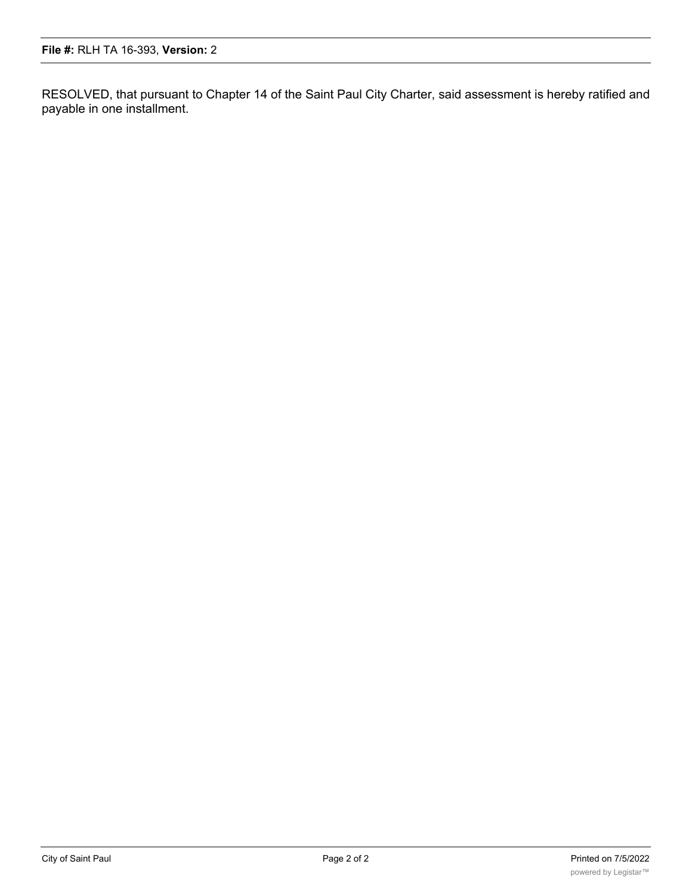RESOLVED, that pursuant to Chapter 14 of the Saint Paul City Charter, said assessment is hereby ratified and payable in one installment.